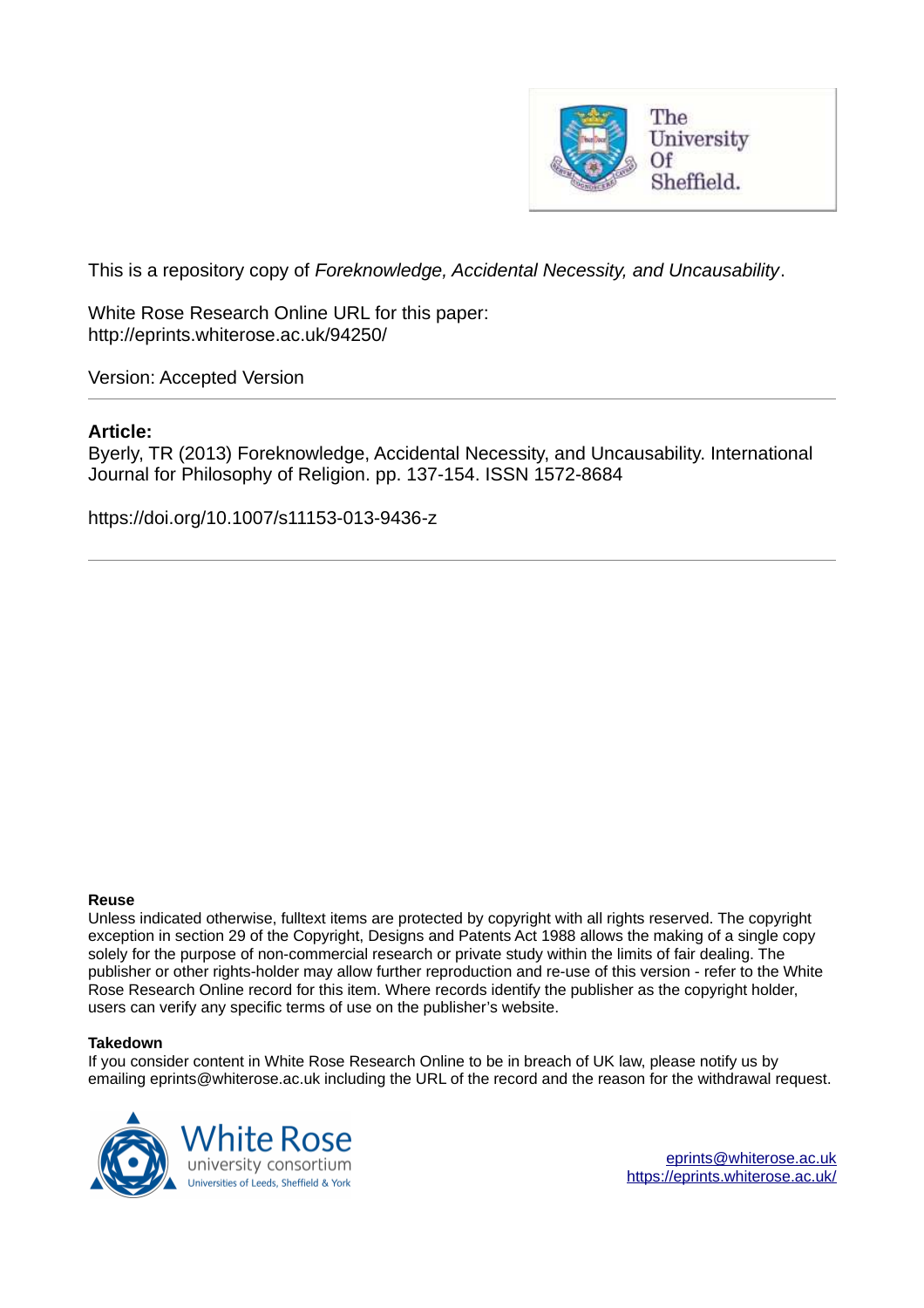This is a repository copy of *Foreknowledge, Accidental Necessity, and Uncausability*.

White Rose Research Online URL for this paper:
http://eprints.whiterose.ac.uk/94250/

Version: Accepted Version

---

**Article:**

Byerly, TR (2013) Foreknowledge, Accidental Necessity, and Uncausability. International Journal for Philosophy of Religion. pp. 137-154. ISSN 1572-8684

https://doi.org/10.1007/s11153-013-9436-z

---

**Reuse**

Unless indicated otherwise, fulltext items are protected by copyright with all rights reserved. The copyright exception in section 29 of the Copyright, Designs and Patents Act 1988 allows the making of a single copy solely for the purpose of non-commercial research or private study within the limits of fair dealing. The publisher or other rights-holder may allow further reproduction and re-use of this version - refer to the White Rose Research Online record for this item. Where records identify the publisher as the copyright holder, users can verify any specific terms of use on the publisher's website.

**Takedown**

If you consider content in White Rose Research Online to be in breach of UK law, please notify us by emailing eprints@whiterose.ac.uk including the URL of the record and the reason for the withdrawal request.

eprints@whiterose.ac.uk
https://eprints.whiterose.ac.uk/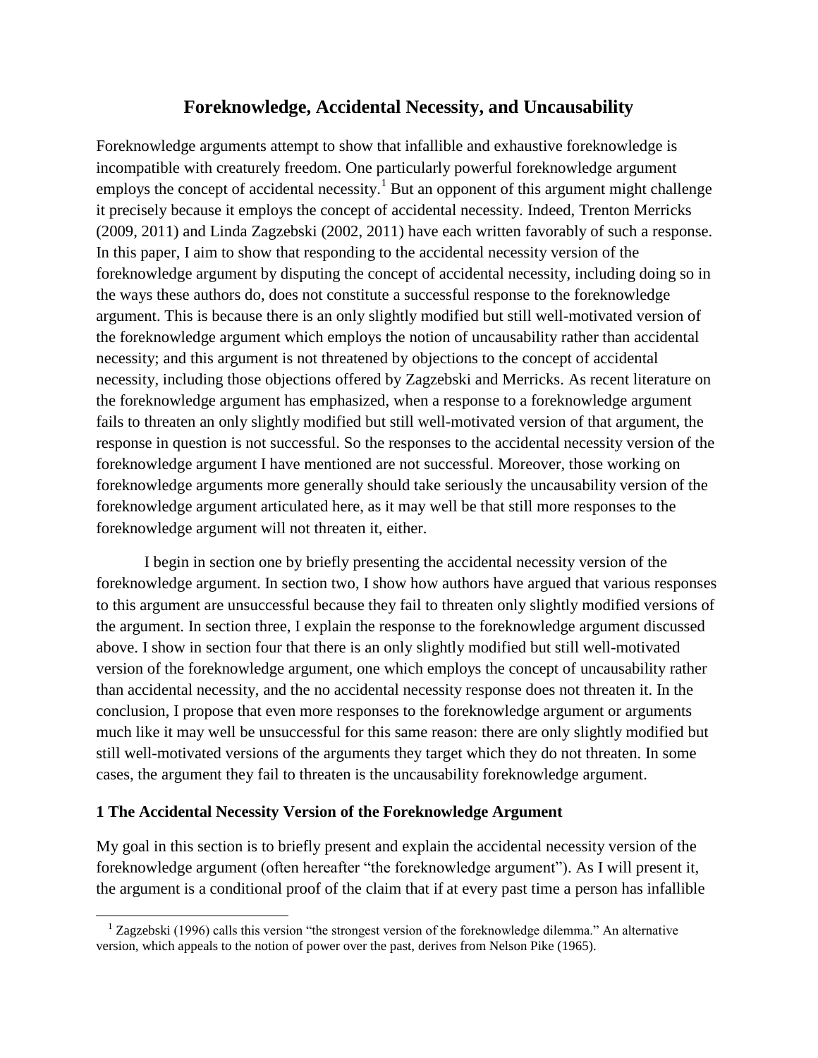# Foreknowledge, Accidental Necessity, and Uncausability

Foreknowledge arguments attempt to show that infallible and exhaustive foreknowledge is incompatible with creaturely freedom. One particularly powerful foreknowledge argument employs the concept of accidental necessity.[1] But an opponent of this argument might challenge it precisely because it employs the concept of accidental necessity. Indeed, Trenton Merricks (2009, 2011) and Linda Zagzebski (2002, 2011) have each written favorably of such a response. In this paper, I aim to show that responding to the accidental necessity version of the foreknowledge argument by disputing the concept of accidental necessity, including doing so in the ways these authors do, does not constitute a successful response to the foreknowledge argument. This is because there is an only slightly modified but still well-motivated version of the foreknowledge argument which employs the notion of uncausability rather than accidental necessity; and this argument is not threatened by objections to the concept of accidental necessity, including those objections offered by Zagzebski and Merricks. As recent literature on the foreknowledge argument has emphasized, when a response to a foreknowledge argument fails to threaten an only slightly modified but still well-motivated version of that argument, the response in question is not successful. So the responses to the accidental necessity version of the foreknowledge argument I have mentioned are not successful. Moreover, those working on foreknowledge arguments more generally should take seriously the uncausability version of the foreknowledge argument articulated here, as it may well be that still more responses to the foreknowledge argument will not threaten it, either.

I begin in section one by briefly presenting the accidental necessity version of the foreknowledge argument. In section two, I show how authors have argued that various responses to this argument are unsuccessful because they fail to threaten only slightly modified versions of the argument. In section three, I explain the response to the foreknowledge argument discussed above. I show in section four that there is an only slightly modified but still well-motivated version of the foreknowledge argument, one which employs the concept of uncausability rather than accidental necessity, and the no accidental necessity response does not threaten it. In the conclusion, I propose that even more responses to the foreknowledge argument or arguments much like it may well be unsuccessful for this same reason: there are only slightly modified but still well-motivated versions of the arguments they target which they do not threaten. In some cases, the argument they fail to threaten is the uncausability foreknowledge argument.

## 1 The Accidental Necessity Version of the Foreknowledge Argument

My goal in this section is to briefly present and explain the accidental necessity version of the foreknowledge argument (often hereafter "the foreknowledge argument"). As I will present it, the argument is a conditional proof of the claim that if at every past time a person has infallible

[1] Zagzebski (1996) calls this version "the strongest version of the foreknowledge dilemma." An alternative version, which appeals to the notion of power over the past, derives from Nelson Pike (1965).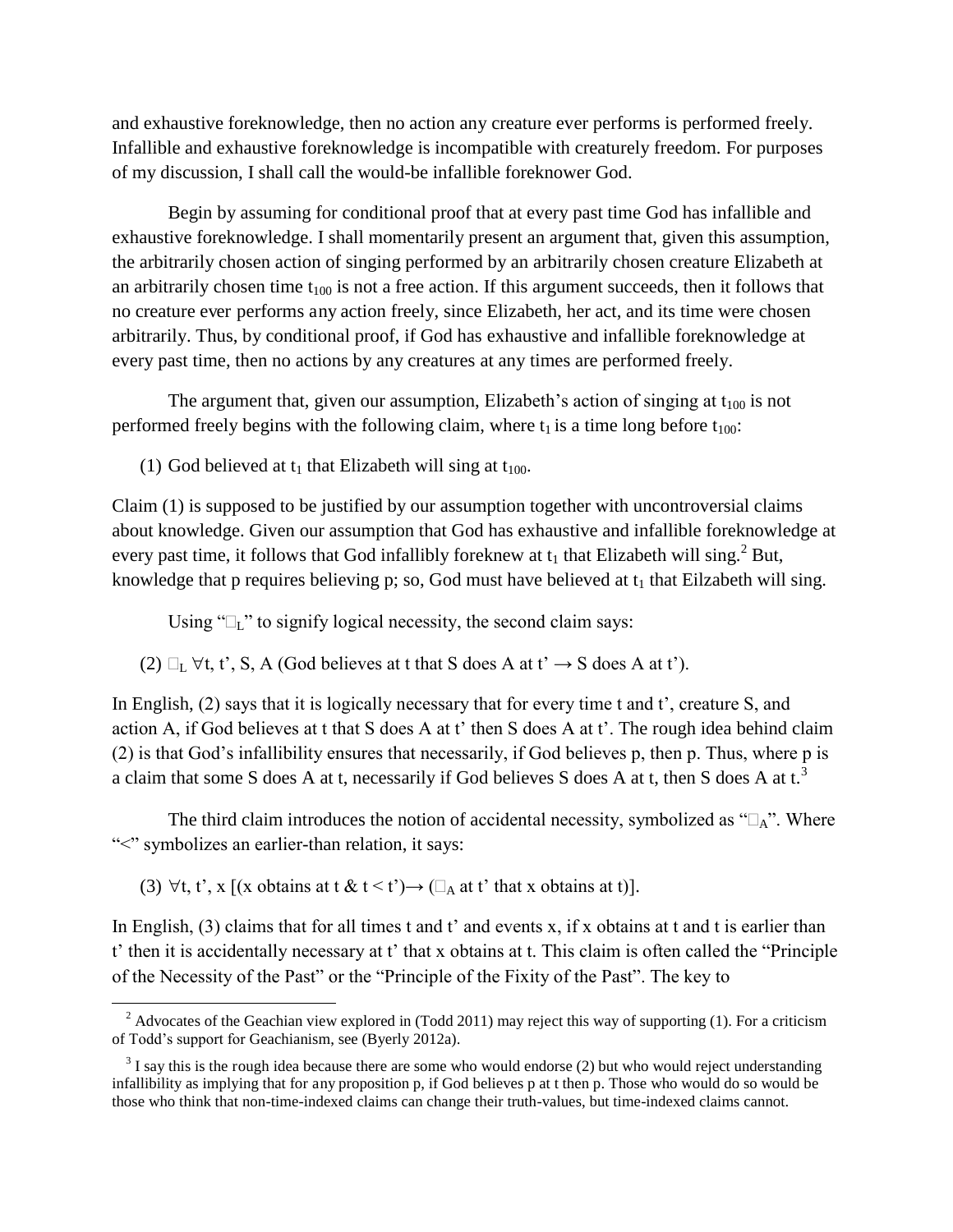and exhaustive foreknowledge, then no action any creature ever performs is performed freely. Infallible and exhaustive foreknowledge is incompatible with creaturely freedom. For purposes of my discussion, I shall call the would-be infallible foreknower God.

Begin by assuming for conditional proof that at every past time God has infallible and exhaustive foreknowledge. I shall momentarily present an argument that, given this assumption, the arbitrarily chosen action of singing performed by an arbitrarily chosen creature Elizabeth at an arbitrarily chosen time $t_{100}$ is not a free action. If this argument succeeds, then it follows that no creature ever performs any action freely, since Elizabeth, her act, and its time were chosen arbitrarily. Thus, by conditional proof, if God has exhaustive and infallible foreknowledge at every past time, then no actions by any creatures at any times are performed freely.

The argument that, given our assumption, Elizabeth's action of singing at $t_{100}$ is not performed freely begins with the following claim, where $t_1$ is a time long before $t_{100}$:

(1) God believed at $t_1$ that Elizabeth will sing at $t_{100}$.

Claim (1) is supposed to be justified by our assumption together with uncontroversial claims about knowledge. Given our assumption that God has exhaustive and infallible foreknowledge at every past time, it follows that God infallibly foreknew at $t_1$ that Elizabeth will sing.[2] But, knowledge that p requires believing p; so, God must have believed at $t_1$ that Eilzabeth will sing.

Using "$\Box_L$" to signify logical necessity, the second claim says:

(2) $\Box_L$ $\forall$t, t', S, A (God believes at t that S does A at t' $\rightarrow$ S does A at t').

In English, (2) says that it is logically necessary that for every time t and t', creature S, and action A, if God believes at t that S does A at t' then S does A at t'. The rough idea behind claim (2) is that God's infallibility ensures that necessarily, if God believes p, then p. Thus, where p is a claim that some S does A at t, necessarily if God believes S does A at t, then S does A at t.[3]

The third claim introduces the notion of accidental necessity, symbolized as "$\Box_A$". Where "<" symbolizes an earlier-than relation, it says:

(3) $\forall$t, t', x [(x obtains at t & t < t')$\rightarrow$ ($\Box_A$ at t' that x obtains at t)].

In English, (3) claims that for all times t and t' and events x, if x obtains at t and t is earlier than t' then it is accidentally necessary at t' that x obtains at t. This claim is often called the "Principle of the Necessity of the Past" or the "Principle of the Fixity of the Past". The key to

[2] Advocates of the Geachian view explored in (Todd 2011) may reject this way of supporting (1). For a criticism of Todd's support for Geachianism, see (Byerly 2012a).

[3] I say this is the rough idea because there are some who would endorse (2) but who would reject understanding infallibility as implying that for any proposition p, if God believes p at t then p. Those who would do so would be those who think that non-time-indexed claims can change their truth-values, but time-indexed claims cannot.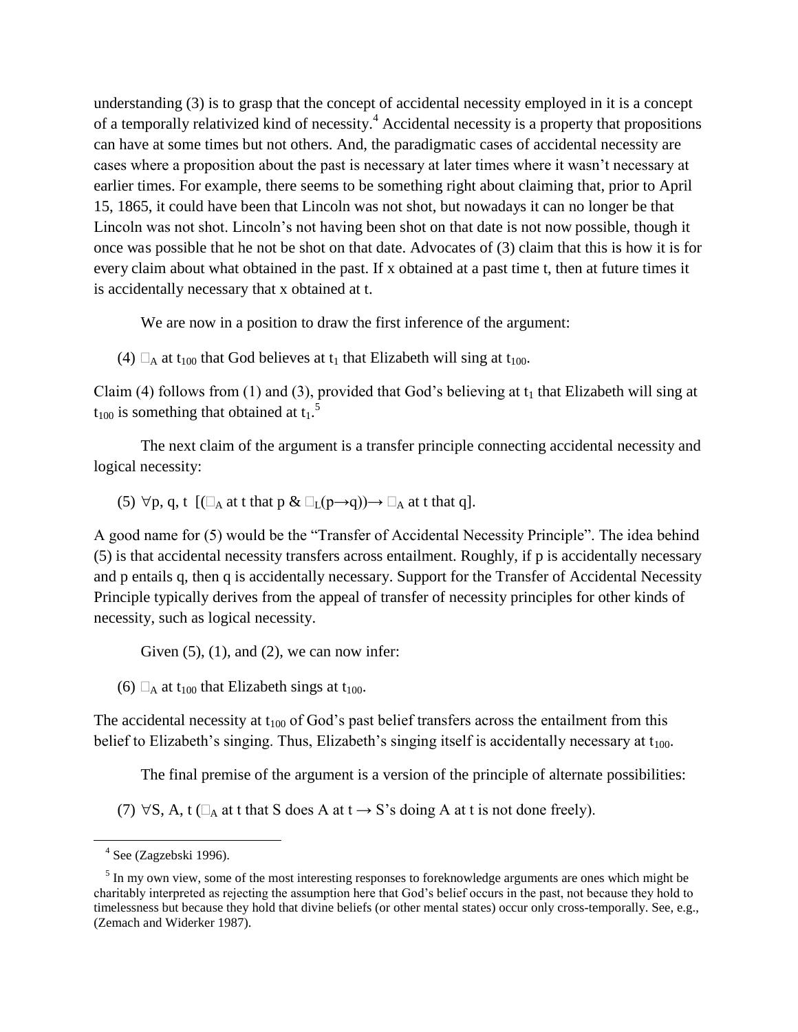understanding (3) is to grasp that the concept of accidental necessity employed in it is a concept of a temporally relativized kind of necessity.[4] Accidental necessity is a property that propositions can have at some times but not others. And, the paradigmatic cases of accidental necessity are cases where a proposition about the past is necessary at later times where it wasn't necessary at earlier times. For example, there seems to be something right about claiming that, prior to April 15, 1865, it could have been that Lincoln was not shot, but nowadays it can no longer be that Lincoln was not shot. Lincoln's not having been shot on that date is not now possible, though it once was possible that he not be shot on that date. Advocates of (3) claim that this is how it is for every claim about what obtained in the past. If x obtained at a past time t, then at future times it is accidentally necessary that x obtained at t.

We are now in a position to draw the first inference of the argument:

(4) $\Box_A$ at $t_{100}$ that God believes at $t_1$ that Elizabeth will sing at $t_{100}$.

Claim (4) follows from (1) and (3), provided that God's believing at $t_1$ that Elizabeth will sing at $t_{100}$ is something that obtained at $t_1$.[5]

The next claim of the argument is a transfer principle connecting accidental necessity and logical necessity:

(5) $\forall$p, q, t $[(\Box_A$ at t that p & $\Box_L(p \rightarrow q)) \rightarrow \Box_A$ at t that q].

A good name for (5) would be the "Transfer of Accidental Necessity Principle". The idea behind (5) is that accidental necessity transfers across entailment. Roughly, if p is accidentally necessary and p entails q, then q is accidentally necessary. Support for the Transfer of Accidental Necessity Principle typically derives from the appeal of transfer of necessity principles for other kinds of necessity, such as logical necessity.

Given (5), (1), and (2), we can now infer:

(6) $\Box_A$ at $t_{100}$ that Elizabeth sings at $t_{100}$.

The accidental necessity at $t_{100}$ of God's past belief transfers across the entailment from this belief to Elizabeth's singing. Thus, Elizabeth's singing itself is accidentally necessary at $t_{100}$.

The final premise of the argument is a version of the principle of alternate possibilities:

(7) $\forall$S, A, t ($\Box_A$ at t that S does A at t $\rightarrow$ S's doing A at t is not done freely).

---

[4] See (Zagzebski 1996).

[5] In my own view, some of the most interesting responses to foreknowledge arguments are ones which might be charitably interpreted as rejecting the assumption here that God's belief occurs in the past, not because they hold to timelessness but because they hold that divine beliefs (or other mental states) occur only cross-temporally. See, e.g., (Zemach and Widerker 1987).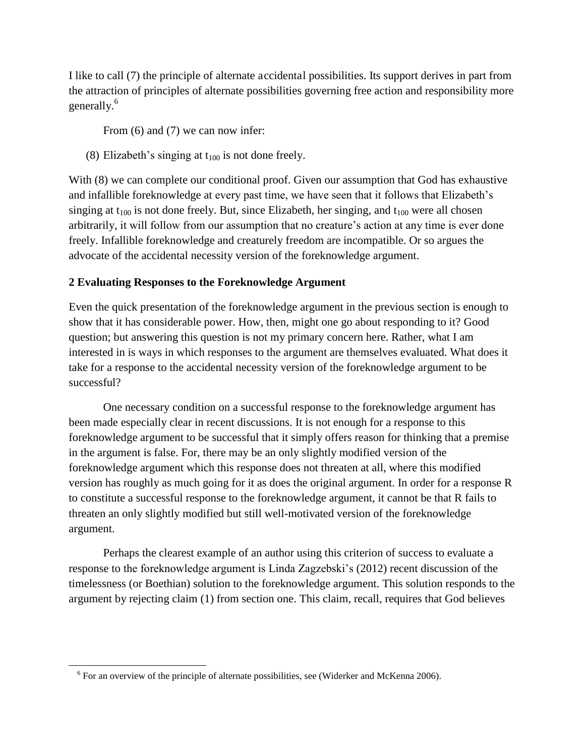I like to call (7) the principle of alternate accidental possibilities. Its support derives in part from the attraction of principles of alternate possibilities governing free action and responsibility more generally.[6]

From (6) and (7) we can now infer:

(8) Elizabeth's singing at $t_{100}$ is not done freely.

With (8) we can complete our conditional proof. Given our assumption that God has exhaustive and infallible foreknowledge at every past time, we have seen that it follows that Elizabeth's singing at $t_{100}$ is not done freely. But, since Elizabeth, her singing, and $t_{100}$ were all chosen arbitrarily, it will follow from our assumption that no creature's action at any time is ever done freely. Infallible foreknowledge and creaturely freedom are incompatible. Or so argues the advocate of the accidental necessity version of the foreknowledge argument.

## 2 Evaluating Responses to the Foreknowledge Argument

Even the quick presentation of the foreknowledge argument in the previous section is enough to show that it has considerable power. How, then, might one go about responding to it? Good question; but answering this question is not my primary concern here. Rather, what I am interested in is ways in which responses to the argument are themselves evaluated. What does it take for a response to the accidental necessity version of the foreknowledge argument to be successful?

One necessary condition on a successful response to the foreknowledge argument has been made especially clear in recent discussions. It is not enough for a response to this foreknowledge argument to be successful that it simply offers reason for thinking that a premise in the argument is false. For, there may be an only slightly modified version of the foreknowledge argument which this response does not threaten at all, where this modified version has roughly as much going for it as does the original argument. In order for a response R to constitute a successful response to the foreknowledge argument, it cannot be that R fails to threaten an only slightly modified but still well-motivated version of the foreknowledge argument.

Perhaps the clearest example of an author using this criterion of success to evaluate a response to the foreknowledge argument is Linda Zagzebski's (2012) recent discussion of the timelessness (or Boethian) solution to the foreknowledge argument. This solution responds to the argument by rejecting claim (1) from section one. This claim, recall, requires that God believes

[6] For an overview of the principle of alternate possibilities, see (Widerker and McKenna 2006).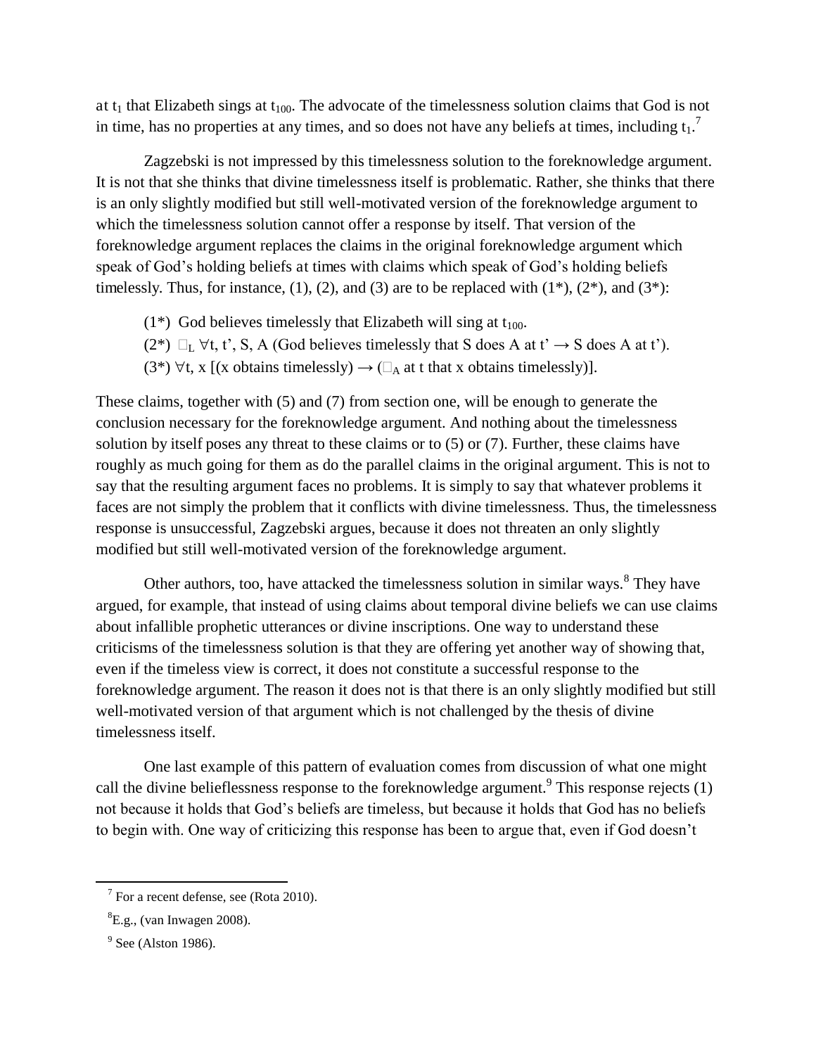at $t_1$ that Elizabeth sings at $t_{100}$. The advocate of the timelessness solution claims that God is not in time, has no properties at any times, and so does not have any beliefs at times, including $t_1$.[7]

Zagzebski is not impressed by this timelessness solution to the foreknowledge argument. It is not that she thinks that divine timelessness itself is problematic. Rather, she thinks that there is an only slightly modified but still well-motivated version of the foreknowledge argument to which the timelessness solution cannot offer a response by itself. That version of the foreknowledge argument replaces the claims in the original foreknowledge argument which speak of God's holding beliefs at times with claims which speak of God's holding beliefs timelessly. Thus, for instance, (1), (2), and (3) are to be replaced with (1*), (2*), and (3*):

(1*) God believes timelessly that Elizabeth will sing at $t_{100}$.

(2*) $\Box_L$ $\forall$t, t', S, A (God believes timelessly that S does A at t' $\rightarrow$ S does A at t').

(3*) $\forall$t, x [(x obtains timelessly) $\rightarrow$ ($\Box_A$ at t that x obtains timelessly)].

These claims, together with (5) and (7) from section one, will be enough to generate the conclusion necessary for the foreknowledge argument. And nothing about the timelessness solution by itself poses any threat to these claims or to (5) or (7). Further, these claims have roughly as much going for them as do the parallel claims in the original argument. This is not to say that the resulting argument faces no problems. It is simply to say that whatever problems it faces are not simply the problem that it conflicts with divine timelessness. Thus, the timelessness response is unsuccessful, Zagzebski argues, because it does not threaten an only slightly modified but still well-motivated version of the foreknowledge argument.

Other authors, too, have attacked the timelessness solution in similar ways.[8] They have argued, for example, that instead of using claims about temporal divine beliefs we can use claims about infallible prophetic utterances or divine inscriptions. One way to understand these criticisms of the timelessness solution is that they are offering yet another way of showing that, even if the timeless view is correct, it does not constitute a successful response to the foreknowledge argument. The reason it does not is that there is an only slightly modified but still well-motivated version of that argument which is not challenged by the thesis of divine timelessness itself.

One last example of this pattern of evaluation comes from discussion of what one might call the divine belieflessness response to the foreknowledge argument.[9] This response rejects (1) not because it holds that God's beliefs are timeless, but because it holds that God has no beliefs to begin with. One way of criticizing this response has been to argue that, even if God doesn't

---

[7] For a recent defense, see (Rota 2010).

[8] E.g., (van Inwagen 2008).

[9] See (Alston 1986).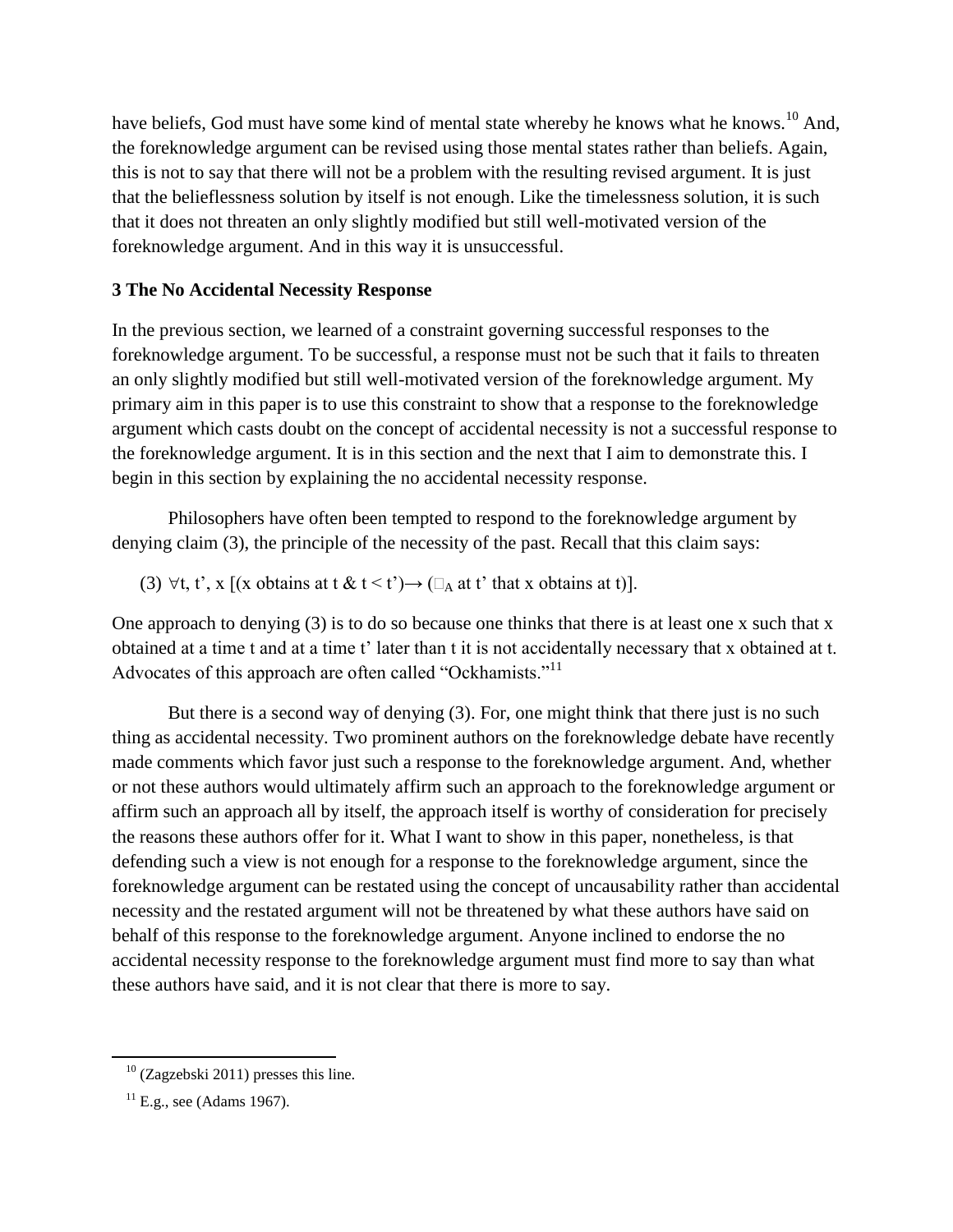have beliefs, God must have some kind of mental state whereby he knows what he knows.[10] And, the foreknowledge argument can be revised using those mental states rather than beliefs. Again, this is not to say that there will not be a problem with the resulting revised argument. It is just that the belieflessness solution by itself is not enough. Like the timelessness solution, it is such that it does not threaten an only slightly modified but still well-motivated version of the foreknowledge argument. And in this way it is unsuccessful.

### 3 The No Accidental Necessity Response

In the previous section, we learned of a constraint governing successful responses to the foreknowledge argument. To be successful, a response must not be such that it fails to threaten an only slightly modified but still well-motivated version of the foreknowledge argument. My primary aim in this paper is to use this constraint to show that a response to the foreknowledge argument which casts doubt on the concept of accidental necessity is not a successful response to the foreknowledge argument. It is in this section and the next that I aim to demonstrate this. I begin in this section by explaining the no accidental necessity response.

Philosophers have often been tempted to respond to the foreknowledge argument by denying claim (3), the principle of the necessity of the past. Recall that this claim says:

(3) $\forall t, t', x$ [(x obtains at t & $t < t'$)$\rightarrow$ ($\Box_A$ at t' that x obtains at t)].

One approach to denying (3) is to do so because one thinks that there is at least one x such that x obtained at a time t and at a time t' later than t it is not accidentally necessary that x obtained at t. Advocates of this approach are often called "Ockhamists."[11]

But there is a second way of denying (3). For, one might think that there just is no such thing as accidental necessity. Two prominent authors on the foreknowledge debate have recently made comments which favor just such a response to the foreknowledge argument. And, whether or not these authors would ultimately affirm such an approach to the foreknowledge argument or affirm such an approach all by itself, the approach itself is worthy of consideration for precisely the reasons these authors offer for it. What I want to show in this paper, nonetheless, is that defending such a view is not enough for a response to the foreknowledge argument, since the foreknowledge argument can be restated using the concept of uncausability rather than accidental necessity and the restated argument will not be threatened by what these authors have said on behalf of this response to the foreknowledge argument. Anyone inclined to endorse the no accidental necessity response to the foreknowledge argument must find more to say than what these authors have said, and it is not clear that there is more to say.

---

[10] (Zagzebski 2011) presses this line.

[11] E.g., see (Adams 1967).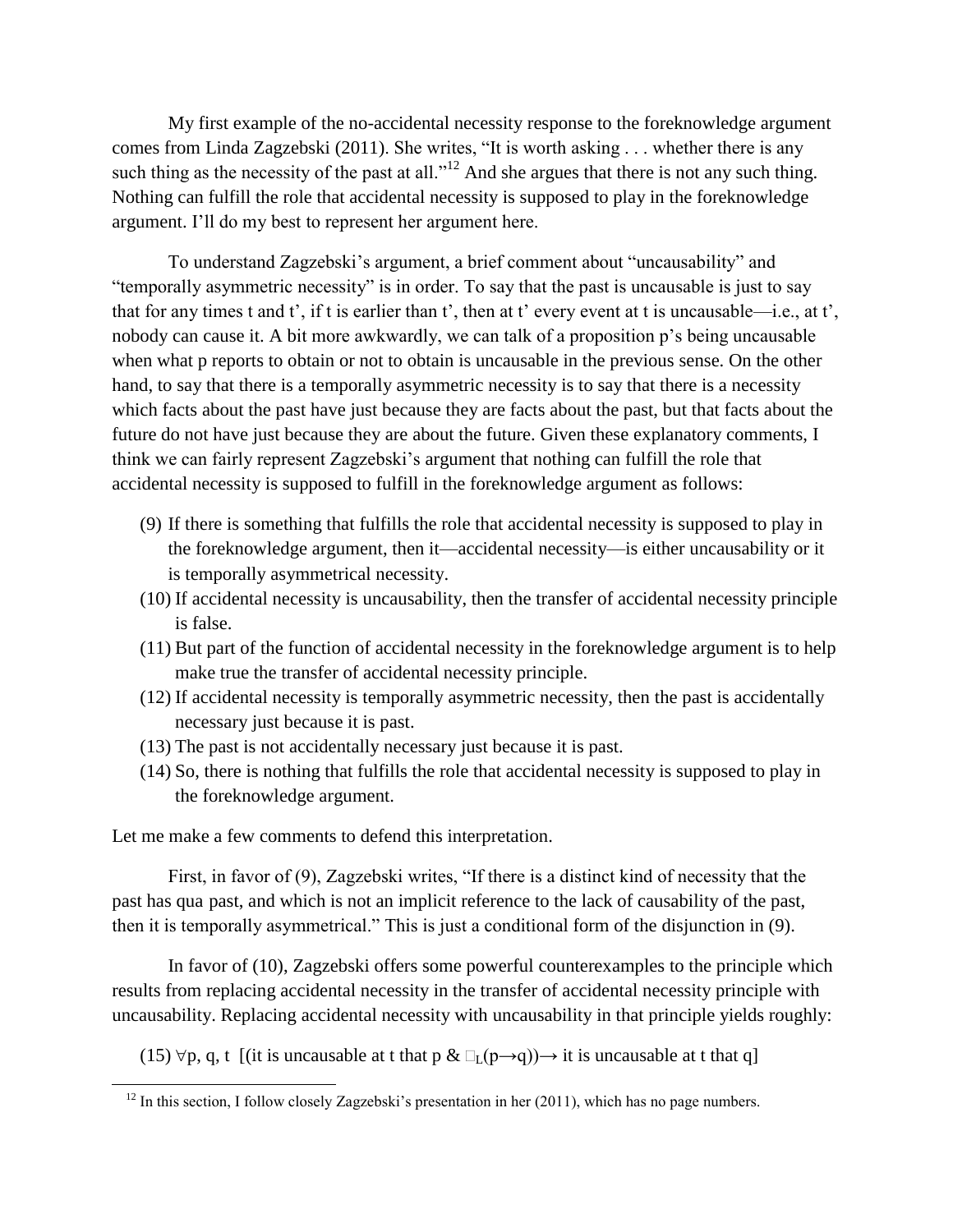My first example of the no-accidental necessity response to the foreknowledge argument comes from Linda Zagzebski (2011). She writes, "It is worth asking . . . whether there is any such thing as the necessity of the past at all."[12] And she argues that there is not any such thing. Nothing can fulfill the role that accidental necessity is supposed to play in the foreknowledge argument. I'll do my best to represent her argument here.

To understand Zagzebski's argument, a brief comment about "uncausability" and "temporally asymmetric necessity" is in order. To say that the past is uncausable is just to say that for any times t and t', if t is earlier than t', then at t' every event at t is uncausable—i.e., at t', nobody can cause it. A bit more awkwardly, we can talk of a proposition p's being uncausable when what p reports to obtain or not to obtain is uncausable in the previous sense. On the other hand, to say that there is a temporally asymmetric necessity is to say that there is a necessity which facts about the past have just because they are facts about the past, but that facts about the future do not have just because they are about the future. Given these explanatory comments, I think we can fairly represent Zagzebski's argument that nothing can fulfill the role that accidental necessity is supposed to fulfill in the foreknowledge argument as follows:

(9) If there is something that fulfills the role that accidental necessity is supposed to play in the foreknowledge argument, then it—accidental necessity—is either uncausability or it is temporally asymmetrical necessity.

(10) If accidental necessity is uncausability, then the transfer of accidental necessity principle is false.

(11) But part of the function of accidental necessity in the foreknowledge argument is to help make true the transfer of accidental necessity principle.

(12) If accidental necessity is temporally asymmetric necessity, then the past is accidentally necessary just because it is past.

(13) The past is not accidentally necessary just because it is past.

(14) So, there is nothing that fulfills the role that accidental necessity is supposed to play in the foreknowledge argument.

Let me make a few comments to defend this interpretation.

First, in favor of (9), Zagzebski writes, "If there is a distinct kind of necessity that the past has qua past, and which is not an implicit reference to the lack of causability of the past, then it is temporally asymmetrical." This is just a conditional form of the disjunction in (9).

In favor of (10), Zagzebski offers some powerful counterexamples to the principle which results from replacing accidental necessity in the transfer of accidental necessity principle with uncausability. Replacing accidental necessity with uncausability in that principle yields roughly:

(15) $\forall$p, q, t [(it is uncausable at t that p & $\Box_L$(p$\rightarrow$q))$\rightarrow$ it is uncausable at t that q]

[12] In this section, I follow closely Zagzebski's presentation in her (2011), which has no page numbers.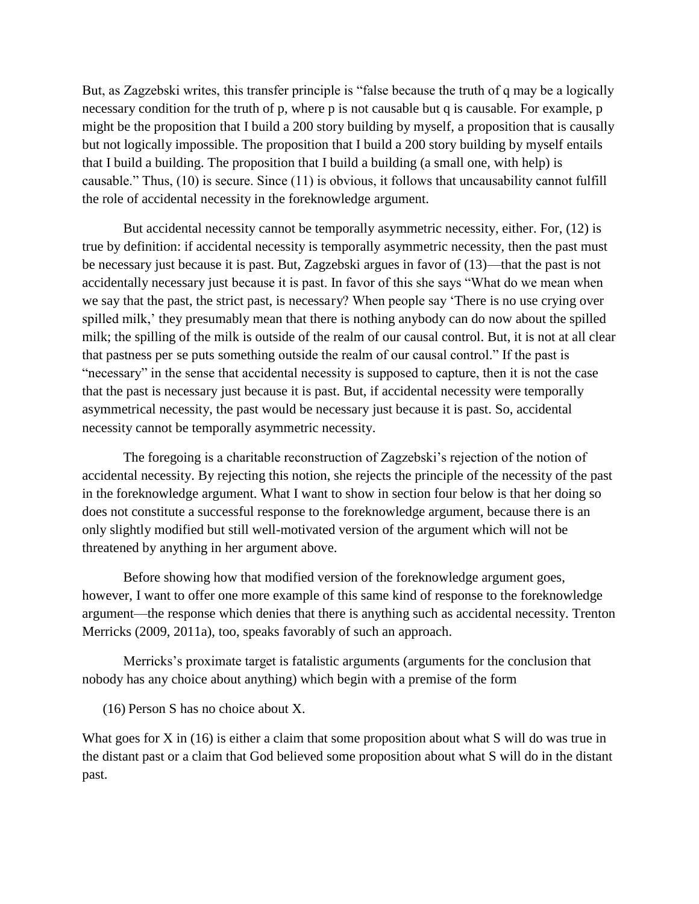But, as Zagzebski writes, this transfer principle is "false because the truth of q may be a logically necessary condition for the truth of p, where p is not causable but q is causable. For example, p might be the proposition that I build a 200 story building by myself, a proposition that is causally but not logically impossible. The proposition that I build a 200 story building by myself entails that I build a building. The proposition that I build a building (a small one, with help) is causable." Thus, (10) is secure. Since (11) is obvious, it follows that uncausability cannot fulfill the role of accidental necessity in the foreknowledge argument.

But accidental necessity cannot be temporally asymmetric necessity, either. For, (12) is true by definition: if accidental necessity is temporally asymmetric necessity, then the past must be necessary just because it is past. But, Zagzebski argues in favor of (13)—that the past is not accidentally necessary just because it is past. In favor of this she says "What do we mean when we say that the past, the strict past, is necessary? When people say 'There is no use crying over spilled milk,' they presumably mean that there is nothing anybody can do now about the spilled milk; the spilling of the milk is outside of the realm of our causal control. But, it is not at all clear that pastness per se puts something outside the realm of our causal control." If the past is "necessary" in the sense that accidental necessity is supposed to capture, then it is not the case that the past is necessary just because it is past. But, if accidental necessity were temporally asymmetrical necessity, the past would be necessary just because it is past. So, accidental necessity cannot be temporally asymmetric necessity.

The foregoing is a charitable reconstruction of Zagzebski's rejection of the notion of accidental necessity. By rejecting this notion, she rejects the principle of the necessity of the past in the foreknowledge argument. What I want to show in section four below is that her doing so does not constitute a successful response to the foreknowledge argument, because there is an only slightly modified but still well-motivated version of the argument which will not be threatened by anything in her argument above.

Before showing how that modified version of the foreknowledge argument goes, however, I want to offer one more example of this same kind of response to the foreknowledge argument—the response which denies that there is anything such as accidental necessity. Trenton Merricks (2009, 2011a), too, speaks favorably of such an approach.

Merricks's proximate target is fatalistic arguments (arguments for the conclusion that nobody has any choice about anything) which begin with a premise of the form

(16) Person S has no choice about X.

What goes for X in (16) is either a claim that some proposition about what S will do was true in the distant past or a claim that God believed some proposition about what S will do in the distant past.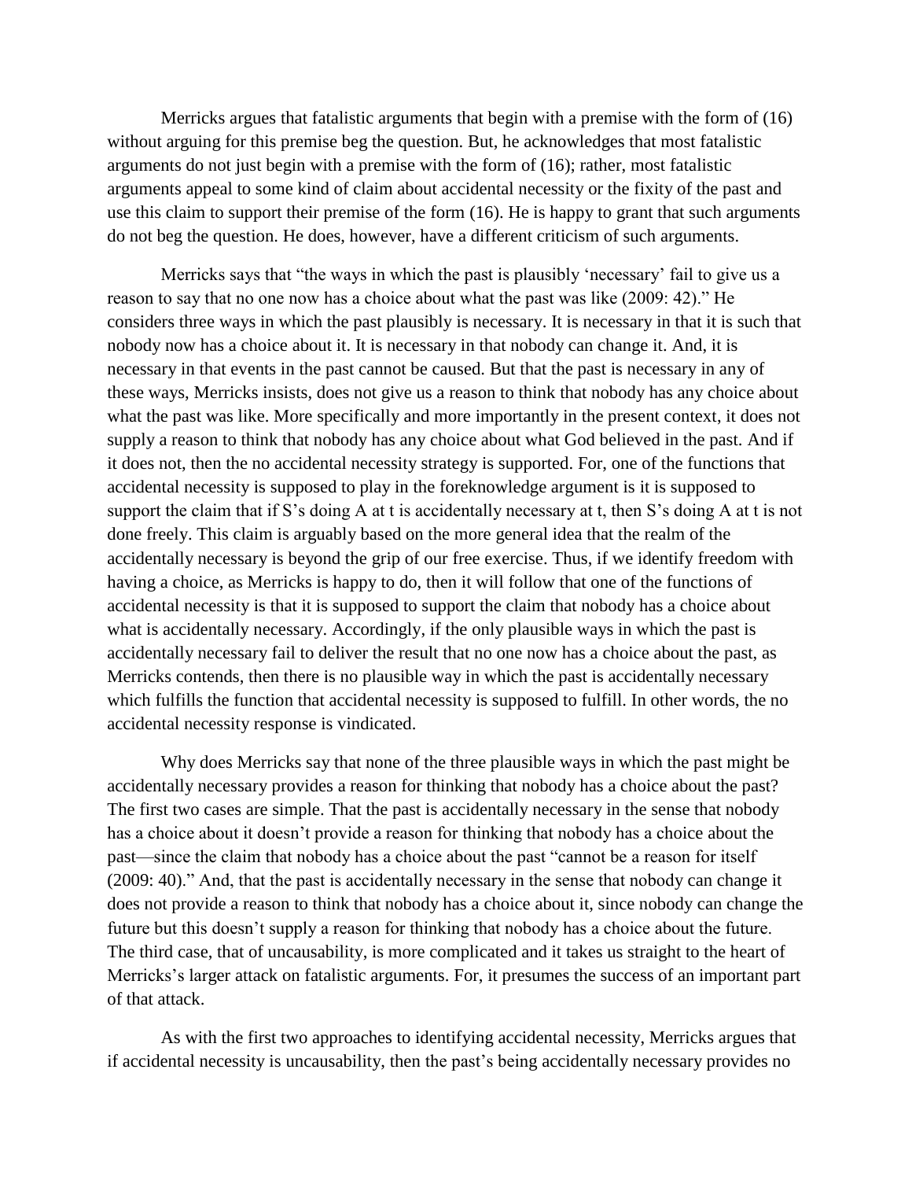Merricks argues that fatalistic arguments that begin with a premise with the form of (16) without arguing for this premise beg the question. But, he acknowledges that most fatalistic arguments do not just begin with a premise with the form of (16); rather, most fatalistic arguments appeal to some kind of claim about accidental necessity or the fixity of the past and use this claim to support their premise of the form (16). He is happy to grant that such arguments do not beg the question. He does, however, have a different criticism of such arguments.

Merricks says that "the ways in which the past is plausibly 'necessary' fail to give us a reason to say that no one now has a choice about what the past was like (2009: 42)." He considers three ways in which the past plausibly is necessary. It is necessary in that it is such that nobody now has a choice about it. It is necessary in that nobody can change it. And, it is necessary in that events in the past cannot be caused. But that the past is necessary in any of these ways, Merricks insists, does not give us a reason to think that nobody has any choice about what the past was like. More specifically and more importantly in the present context, it does not supply a reason to think that nobody has any choice about what God believed in the past. And if it does not, then the no accidental necessity strategy is supported. For, one of the functions that accidental necessity is supposed to play in the foreknowledge argument is it is supposed to support the claim that if S's doing A at t is accidentally necessary at t, then S's doing A at t is not done freely. This claim is arguably based on the more general idea that the realm of the accidentally necessary is beyond the grip of our free exercise. Thus, if we identify freedom with having a choice, as Merricks is happy to do, then it will follow that one of the functions of accidental necessity is that it is supposed to support the claim that nobody has a choice about what is accidentally necessary. Accordingly, if the only plausible ways in which the past is accidentally necessary fail to deliver the result that no one now has a choice about the past, as Merricks contends, then there is no plausible way in which the past is accidentally necessary which fulfills the function that accidental necessity is supposed to fulfill. In other words, the no accidental necessity response is vindicated.

Why does Merricks say that none of the three plausible ways in which the past might be accidentally necessary provides a reason for thinking that nobody has a choice about the past? The first two cases are simple. That the past is accidentally necessary in the sense that nobody has a choice about it doesn't provide a reason for thinking that nobody has a choice about the past—since the claim that nobody has a choice about the past "cannot be a reason for itself (2009: 40)." And, that the past is accidentally necessary in the sense that nobody can change it does not provide a reason to think that nobody has a choice about it, since nobody can change the future but this doesn't supply a reason for thinking that nobody has a choice about the future. The third case, that of uncausability, is more complicated and it takes us straight to the heart of Merricks's larger attack on fatalistic arguments. For, it presumes the success of an important part of that attack.

As with the first two approaches to identifying accidental necessity, Merricks argues that if accidental necessity is uncausability, then the past's being accidentally necessary provides no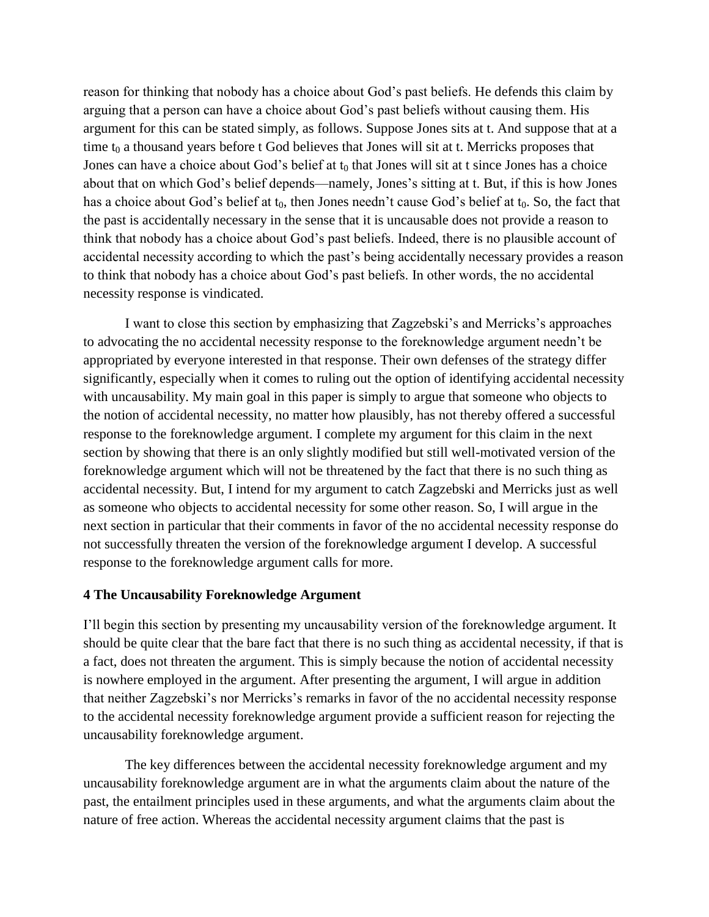reason for thinking that nobody has a choice about God's past beliefs. He defends this claim by arguing that a person can have a choice about God's past beliefs without causing them. His argument for this can be stated simply, as follows. Suppose Jones sits at t. And suppose that at a time $t_0$ a thousand years before t God believes that Jones will sit at t. Merricks proposes that Jones can have a choice about God's belief at $t_0$ that Jones will sit at t since Jones has a choice about that on which God's belief depends—namely, Jones's sitting at t. But, if this is how Jones has a choice about God's belief at $t_0$, then Jones needn't cause God's belief at $t_0$. So, the fact that the past is accidentally necessary in the sense that it is uncausable does not provide a reason to think that nobody has a choice about God's past beliefs. Indeed, there is no plausible account of accidental necessity according to which the past's being accidentally necessary provides a reason to think that nobody has a choice about God's past beliefs. In other words, the no accidental necessity response is vindicated.

I want to close this section by emphasizing that Zagzebski's and Merricks's approaches to advocating the no accidental necessity response to the foreknowledge argument needn't be appropriated by everyone interested in that response. Their own defenses of the strategy differ significantly, especially when it comes to ruling out the option of identifying accidental necessity with uncausability. My main goal in this paper is simply to argue that someone who objects to the notion of accidental necessity, no matter how plausibly, has not thereby offered a successful response to the foreknowledge argument. I complete my argument for this claim in the next section by showing that there is an only slightly modified but still well-motivated version of the foreknowledge argument which will not be threatened by the fact that there is no such thing as accidental necessity. But, I intend for my argument to catch Zagzebski and Merricks just as well as someone who objects to accidental necessity for some other reason. So, I will argue in the next section in particular that their comments in favor of the no accidental necessity response do not successfully threaten the version of the foreknowledge argument I develop. A successful response to the foreknowledge argument calls for more.

## 4 The Uncausability Foreknowledge Argument

I'll begin this section by presenting my uncausability version of the foreknowledge argument. It should be quite clear that the bare fact that there is no such thing as accidental necessity, if that is a fact, does not threaten the argument. This is simply because the notion of accidental necessity is nowhere employed in the argument. After presenting the argument, I will argue in addition that neither Zagzebski's nor Merricks's remarks in favor of the no accidental necessity response to the accidental necessity foreknowledge argument provide a sufficient reason for rejecting the uncausability foreknowledge argument.

The key differences between the accidental necessity foreknowledge argument and my uncausability foreknowledge argument are in what the arguments claim about the nature of the past, the entailment principles used in these arguments, and what the arguments claim about the nature of free action. Whereas the accidental necessity argument claims that the past is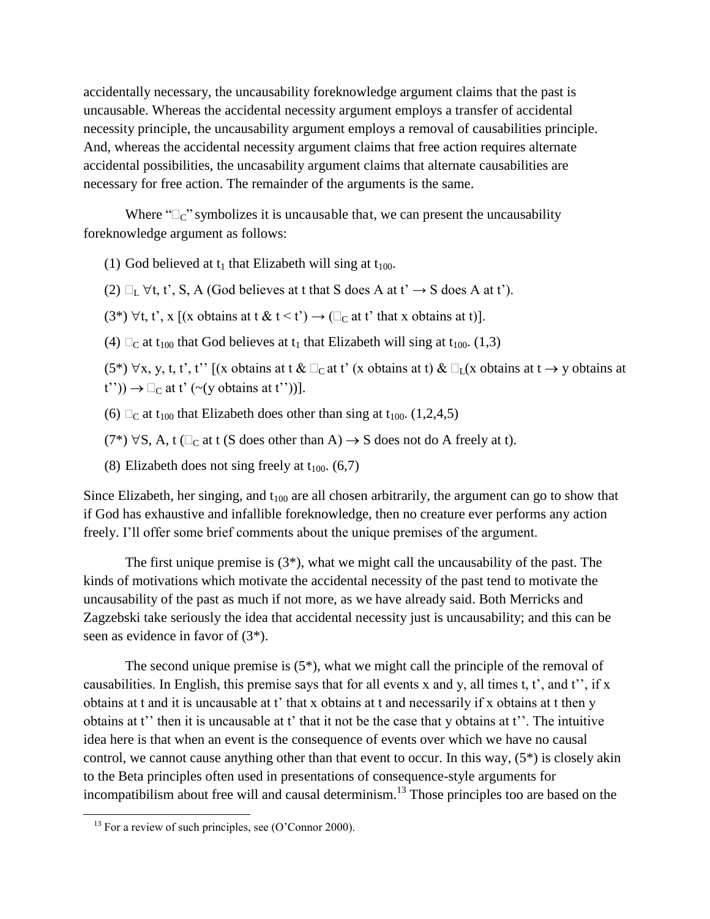accidentally necessary, the uncausability foreknowledge argument claims that the past is uncausable. Whereas the accidental necessity argument employs a transfer of accidental necessity principle, the uncausability argument employs a removal of causabilities principle. And, whereas the accidental necessity argument claims that free action requires alternate accidental possibilities, the uncasability argument claims that alternate causabilities are necessary for free action. The remainder of the arguments is the same.

Where "$\Box_C$" symbolizes it is uncausable that, we can present the uncausability foreknowledge argument as follows:

(1) God believed at $t_1$ that Elizabeth will sing at $t_{100}$.

(2) $\Box_L$ $\forall$t, t', S, A (God believes at t that S does A at t' $\rightarrow$ S does A at t').

(3*) $\forall$t, t', x [(x obtains at t & t < t') $\rightarrow$ ($\Box_C$ at t' that x obtains at t)].

(4) $\Box_C$ at $t_{100}$ that God believes at $t_1$ that Elizabeth will sing at $t_{100}$. (1,3)

(5*) $\forall$x, y, t, t', t'' [(x obtains at t & $\Box_C$ at t' (x obtains at t) & $\Box_L$(x obtains at t $\rightarrow$ y obtains at t'')) $\rightarrow$ $\Box_C$ at t' (~(y obtains at t''))].

(6) $\Box_C$ at $t_{100}$ that Elizabeth does other than sing at $t_{100}$. (1,2,4,5)

(7*) $\forall$S, A, t ($\Box_C$ at t (S does other than A) $\rightarrow$ S does not do A freely at t).

(8) Elizabeth does not sing freely at $t_{100}$. (6,7)

Since Elizabeth, her singing, and $t_{100}$ are all chosen arbitrarily, the argument can go to show that if God has exhaustive and infallible foreknowledge, then no creature ever performs any action freely. I'll offer some brief comments about the unique premises of the argument.

The first unique premise is (3*), what we might call the uncausability of the past. The kinds of motivations which motivate the accidental necessity of the past tend to motivate the uncausability of the past as much if not more, as we have already said. Both Merricks and Zagzebski take seriously the idea that accidental necessity just is uncausability; and this can be seen as evidence in favor of (3*).

The second unique premise is (5*), what we might call the principle of the removal of causabilities. In English, this premise says that for all events x and y, all times t, t', and t'', if x obtains at t and it is uncausable at t' that x obtains at t and necessarily if x obtains at t then y obtains at t'' then it is uncausable at t' that it not be the case that y obtains at t''. The intuitive idea here is that when an event is the consequence of events over which we have no causal control, we cannot cause anything other than that event to occur. In this way, (5*) is closely akin to the Beta principles often used in presentations of consequence-style arguments for incompatibilism about free will and causal determinism.[13] Those principles too are based on the

[13] For a review of such principles, see (O'Connor 2000).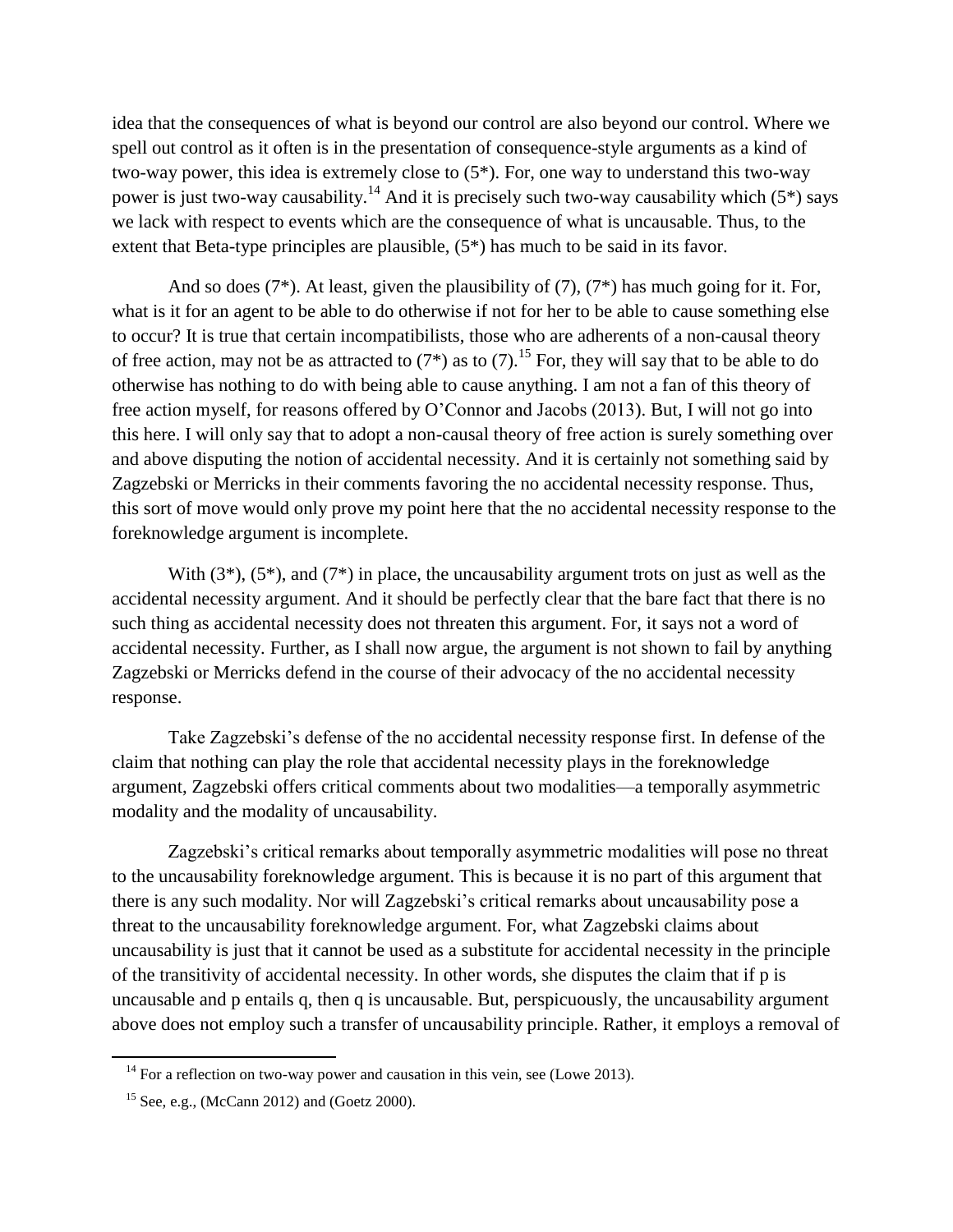idea that the consequences of what is beyond our control are also beyond our control. Where we spell out control as it often is in the presentation of consequence-style arguments as a kind of two-way power, this idea is extremely close to (5*). For, one way to understand this two-way power is just two-way causability.[14] And it is precisely such two-way causability which (5*) says we lack with respect to events which are the consequence of what is uncausable. Thus, to the extent that Beta-type principles are plausible, (5*) has much to be said in its favor.

And so does (7*). At least, given the plausibility of (7), (7*) has much going for it. For, what is it for an agent to be able to do otherwise if not for her to be able to cause something else to occur? It is true that certain incompatibilists, those who are adherents of a non-causal theory of free action, may not be as attracted to (7*) as to (7).[15] For, they will say that to be able to do otherwise has nothing to do with being able to cause anything. I am not a fan of this theory of free action myself, for reasons offered by O'Connor and Jacobs (2013). But, I will not go into this here. I will only say that to adopt a non-causal theory of free action is surely something over and above disputing the notion of accidental necessity. And it is certainly not something said by Zagzebski or Merricks in their comments favoring the no accidental necessity response. Thus, this sort of move would only prove my point here that the no accidental necessity response to the foreknowledge argument is incomplete.

With (3*), (5*), and (7*) in place, the uncausability argument trots on just as well as the accidental necessity argument. And it should be perfectly clear that the bare fact that there is no such thing as accidental necessity does not threaten this argument. For, it says not a word of accidental necessity. Further, as I shall now argue, the argument is not shown to fail by anything Zagzebski or Merricks defend in the course of their advocacy of the no accidental necessity response.

Take Zagzebski's defense of the no accidental necessity response first. In defense of the claim that nothing can play the role that accidental necessity plays in the foreknowledge argument, Zagzebski offers critical comments about two modalities—a temporally asymmetric modality and the modality of uncausability.

Zagzebski's critical remarks about temporally asymmetric modalities will pose no threat to the uncausability foreknowledge argument. This is because it is no part of this argument that there is any such modality. Nor will Zagzebski's critical remarks about uncausability pose a threat to the uncausability foreknowledge argument. For, what Zagzebski claims about uncausability is just that it cannot be used as a substitute for accidental necessity in the principle of the transitivity of accidental necessity. In other words, she disputes the claim that if p is uncausable and p entails q, then q is uncausable. But, perspicuously, the uncausability argument above does not employ such a transfer of uncausability principle. Rather, it employs a removal of

[14] For a reflection on two-way power and causation in this vein, see (Lowe 2013).

[15] See, e.g., (McCann 2012) and (Goetz 2000).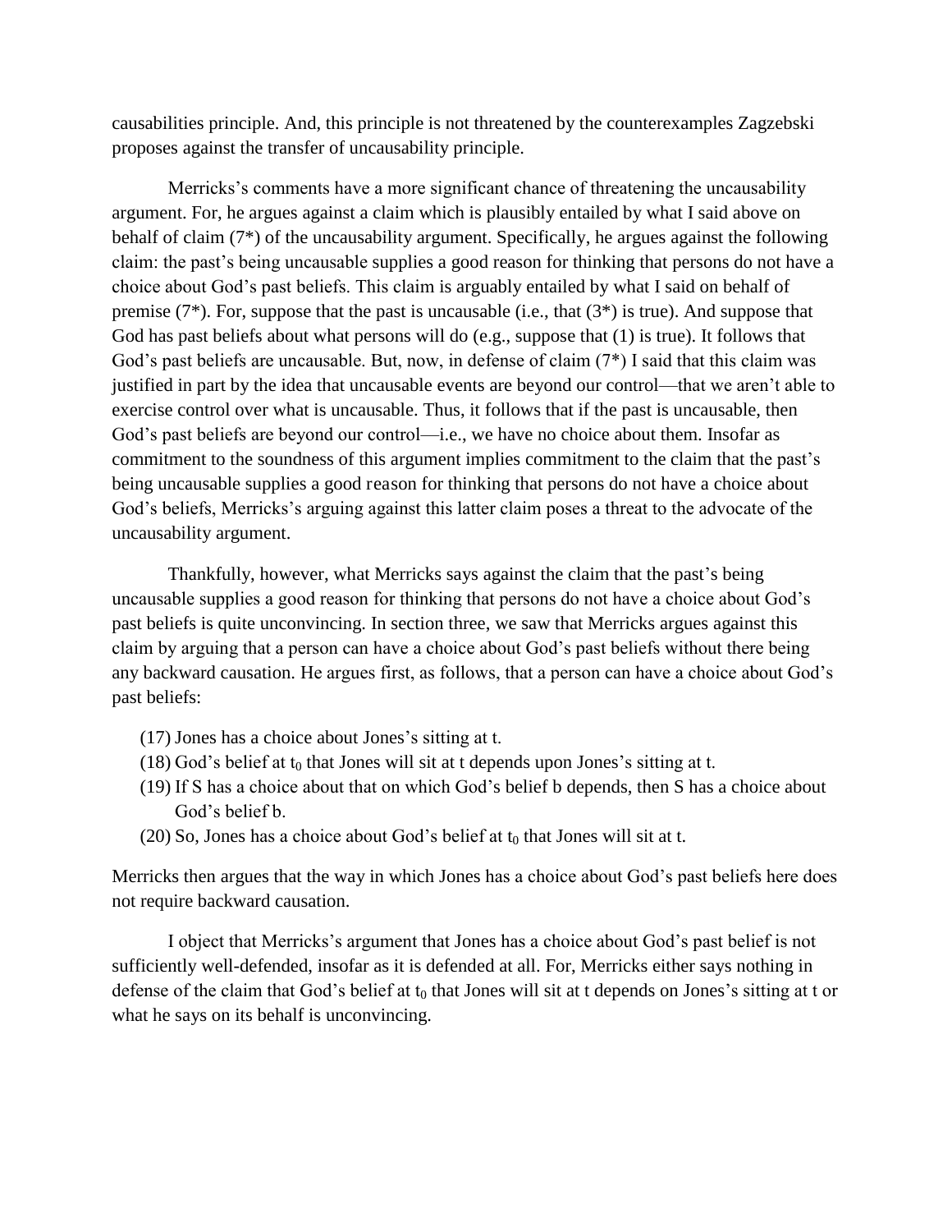causabilities principle. And, this principle is not threatened by the counterexamples Zagzebski proposes against the transfer of uncausability principle.

Merricks's comments have a more significant chance of threatening the uncausability argument. For, he argues against a claim which is plausibly entailed by what I said above on behalf of claim (7*) of the uncausability argument. Specifically, he argues against the following claim: the past's being uncausable supplies a good reason for thinking that persons do not have a choice about God's past beliefs. This claim is arguably entailed by what I said on behalf of premise (7*). For, suppose that the past is uncausable (i.e., that (3*) is true). And suppose that God has past beliefs about what persons will do (e.g., suppose that (1) is true). It follows that God's past beliefs are uncausable. But, now, in defense of claim (7*) I said that this claim was justified in part by the idea that uncausable events are beyond our control—that we aren't able to exercise control over what is uncausable. Thus, it follows that if the past is uncausable, then God's past beliefs are beyond our control—i.e., we have no choice about them. Insofar as commitment to the soundness of this argument implies commitment to the claim that the past's being uncausable supplies a good reason for thinking that persons do not have a choice about God's beliefs, Merricks's arguing against this latter claim poses a threat to the advocate of the uncausability argument.

Thankfully, however, what Merricks says against the claim that the past's being uncausable supplies a good reason for thinking that persons do not have a choice about God's past beliefs is quite unconvincing. In section three, we saw that Merricks argues against this claim by arguing that a person can have a choice about God's past beliefs without there being any backward causation. He argues first, as follows, that a person can have a choice about God's past beliefs:

(17) Jones has a choice about Jones's sitting at t.
(18) God's belief at $t_0$ that Jones will sit at t depends upon Jones's sitting at t.
(19) If S has a choice about that on which God's belief b depends, then S has a choice about God's belief b.
(20) So, Jones has a choice about God's belief at $t_0$ that Jones will sit at t.

Merricks then argues that the way in which Jones has a choice about God's past beliefs here does not require backward causation.

I object that Merricks's argument that Jones has a choice about God's past belief is not sufficiently well-defended, insofar as it is defended at all. For, Merricks either says nothing in defense of the claim that God's belief at $t_0$ that Jones will sit at t depends on Jones's sitting at t or what he says on its behalf is unconvincing.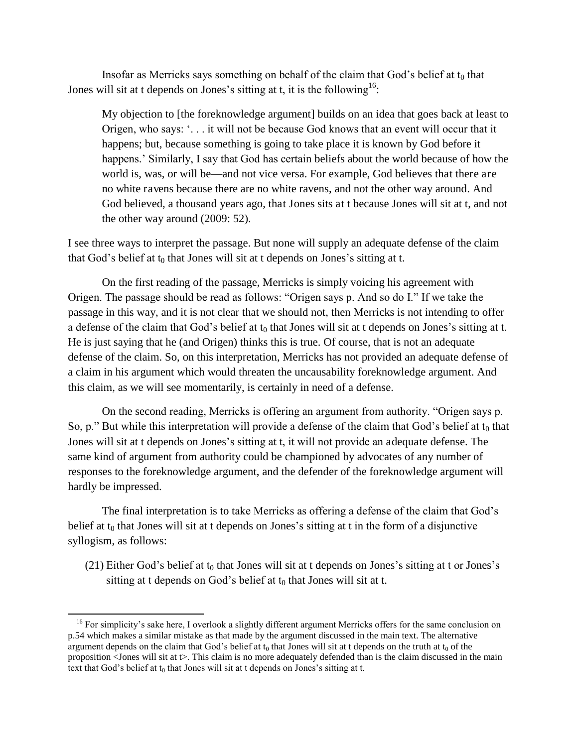Insofar as Merricks says something on behalf of the claim that God's belief at $t_0$ that Jones will sit at t depends on Jones's sitting at t, it is the following[16]:

> My objection to [the foreknowledge argument] builds on an idea that goes back at least to Origen, who says: '. . . it will not be because God knows that an event will occur that it happens; but, because something is going to take place it is known by God before it happens.' Similarly, I say that God has certain beliefs about the world because of how the world is, was, or will be—and not vice versa. For example, God believes that there are no white ravens because there are no white ravens, and not the other way around. And God believed, a thousand years ago, that Jones sits at t because Jones will sit at t, and not the other way around (2009: 52).

I see three ways to interpret the passage. But none will supply an adequate defense of the claim that God's belief at $t_0$ that Jones will sit at t depends on Jones's sitting at t.

On the first reading of the passage, Merricks is simply voicing his agreement with Origen. The passage should be read as follows: "Origen says p. And so do I." If we take the passage in this way, and it is not clear that we should not, then Merricks is not intending to offer a defense of the claim that God's belief at $t_0$ that Jones will sit at t depends on Jones's sitting at t. He is just saying that he (and Origen) thinks this is true. Of course, that is not an adequate defense of the claim. So, on this interpretation, Merricks has not provided an adequate defense of a claim in his argument which would threaten the uncausability foreknowledge argument. And this claim, as we will see momentarily, is certainly in need of a defense.

On the second reading, Merricks is offering an argument from authority. "Origen says p. So, p." But while this interpretation will provide a defense of the claim that God's belief at $t_0$ that Jones will sit at t depends on Jones's sitting at t, it will not provide an adequate defense. The same kind of argument from authority could be championed by advocates of any number of responses to the foreknowledge argument, and the defender of the foreknowledge argument will hardly be impressed.

The final interpretation is to take Merricks as offering a defense of the claim that God's belief at $t_0$ that Jones will sit at t depends on Jones's sitting at t in the form of a disjunctive syllogism, as follows:

(21) Either God's belief at $t_0$ that Jones will sit at t depends on Jones's sitting at t or Jones's sitting at t depends on God's belief at $t_0$ that Jones will sit at t.

[16] For simplicity's sake here, I overlook a slightly different argument Merricks offers for the same conclusion on p.54 which makes a similar mistake as that made by the argument discussed in the main text. The alternative argument depends on the claim that God's belief at $t_0$ that Jones will sit at t depends on the truth at $t_0$ of the proposition <Jones will sit at t>. This claim is no more adequately defended than is the claim discussed in the main text that God's belief at $t_0$ that Jones will sit at t depends on Jones's sitting at t.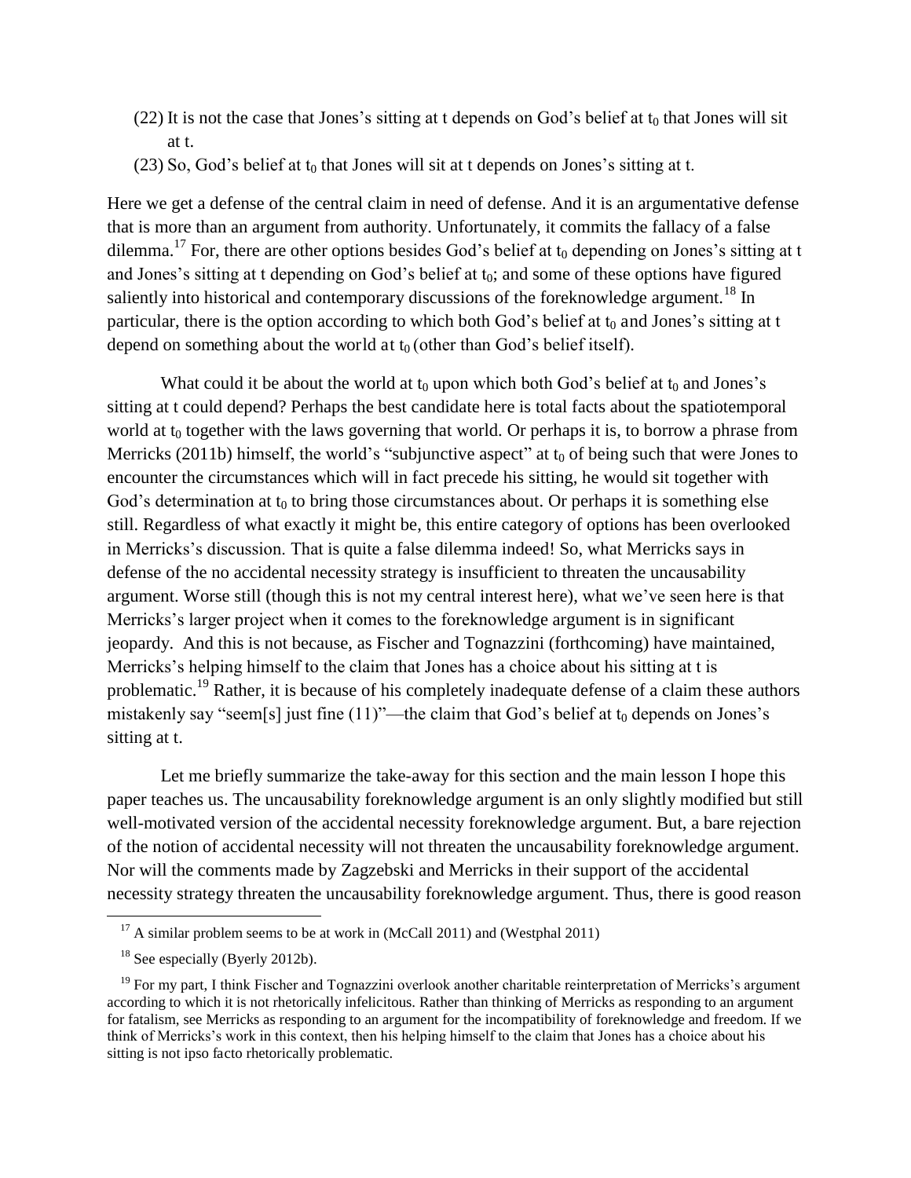(22) It is not the case that Jones's sitting at t depends on God's belief at $t_0$ that Jones will sit at t.

(23) So, God's belief at $t_0$ that Jones will sit at t depends on Jones's sitting at t.

Here we get a defense of the central claim in need of defense. And it is an argumentative defense that is more than an argument from authority. Unfortunately, it commits the fallacy of a false dilemma.[17] For, there are other options besides God's belief at $t_0$ depending on Jones's sitting at t and Jones's sitting at t depending on God's belief at $t_0$; and some of these options have figured saliently into historical and contemporary discussions of the foreknowledge argument.[18] In particular, there is the option according to which both God's belief at $t_0$ and Jones's sitting at t depend on something about the world at $t_0$ (other than God's belief itself).

What could it be about the world at $t_0$ upon which both God's belief at $t_0$ and Jones's sitting at t could depend? Perhaps the best candidate here is total facts about the spatiotemporal world at $t_0$ together with the laws governing that world. Or perhaps it is, to borrow a phrase from Merricks (2011b) himself, the world's "subjunctive aspect" at $t_0$ of being such that were Jones to encounter the circumstances which will in fact precede his sitting, he would sit together with God's determination at $t_0$ to bring those circumstances about. Or perhaps it is something else still. Regardless of what exactly it might be, this entire category of options has been overlooked in Merricks's discussion. That is quite a false dilemma indeed! So, what Merricks says in defense of the no accidental necessity strategy is insufficient to threaten the uncausability argument. Worse still (though this is not my central interest here), what we've seen here is that Merricks's larger project when it comes to the foreknowledge argument is in significant jeopardy. And this is not because, as Fischer and Tognazzini (forthcoming) have maintained, Merricks's helping himself to the claim that Jones has a choice about his sitting at t is problematic.[19] Rather, it is because of his completely inadequate defense of a claim these authors mistakenly say "seem[s] just fine (11)"—the claim that God's belief at $t_0$ depends on Jones's sitting at t.

Let me briefly summarize the take-away for this section and the main lesson I hope this paper teaches us. The uncausability foreknowledge argument is an only slightly modified but still well-motivated version of the accidental necessity foreknowledge argument. But, a bare rejection of the notion of accidental necessity will not threaten the uncausability foreknowledge argument. Nor will the comments made by Zagzebski and Merricks in their support of the accidental necessity strategy threaten the uncausability foreknowledge argument. Thus, there is good reason

---

[17] A similar problem seems to be at work in (McCall 2011) and (Westphal 2011)

[18] See especially (Byerly 2012b).

[19] For my part, I think Fischer and Tognazzini overlook another charitable reinterpretation of Merricks's argument according to which it is not rhetorically infelicitous. Rather than thinking of Merricks as responding to an argument for fatalism, see Merricks as responding to an argument for the incompatibility of foreknowledge and freedom. If we think of Merricks's work in this context, then his helping himself to the claim that Jones has a choice about his sitting is not ipso facto rhetorically problematic.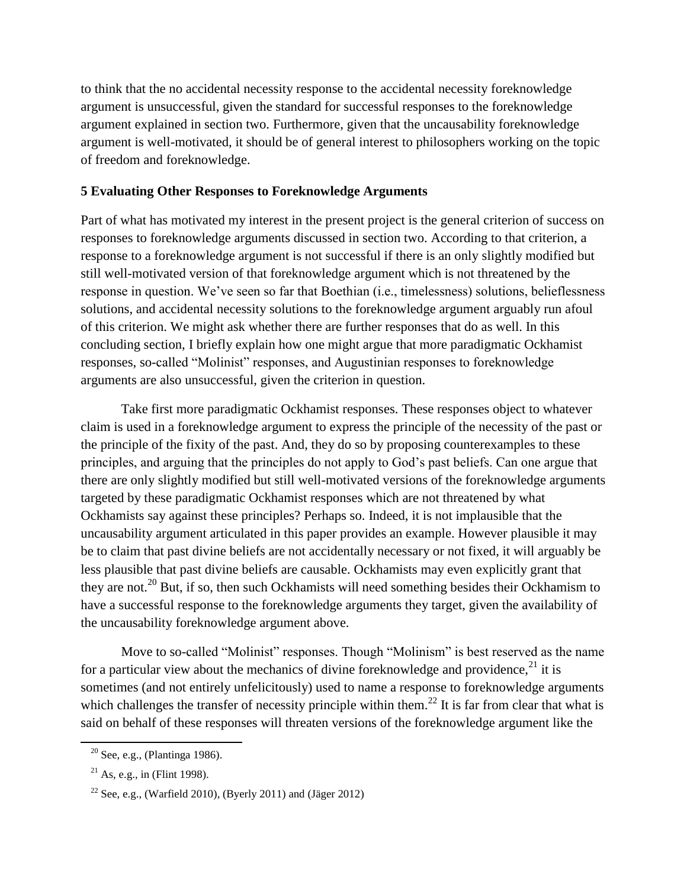to think that the no accidental necessity response to the accidental necessity foreknowledge argument is unsuccessful, given the standard for successful responses to the foreknowledge argument explained in section two. Furthermore, given that the uncausability foreknowledge argument is well-motivated, it should be of general interest to philosophers working on the topic of freedom and foreknowledge.

## 5 Evaluating Other Responses to Foreknowledge Arguments

Part of what has motivated my interest in the present project is the general criterion of success on responses to foreknowledge arguments discussed in section two. According to that criterion, a response to a foreknowledge argument is not successful if there is an only slightly modified but still well-motivated version of that foreknowledge argument which is not threatened by the response in question. We've seen so far that Boethian (i.e., timelessness) solutions, belieflessness solutions, and accidental necessity solutions to the foreknowledge argument arguably run afoul of this criterion. We might ask whether there are further responses that do as well. In this concluding section, I briefly explain how one might argue that more paradigmatic Ockhamist responses, so-called "Molinist" responses, and Augustinian responses to foreknowledge arguments are also unsuccessful, given the criterion in question.

Take first more paradigmatic Ockhamist responses. These responses object to whatever claim is used in a foreknowledge argument to express the principle of the necessity of the past or the principle of the fixity of the past. And, they do so by proposing counterexamples to these principles, and arguing that the principles do not apply to God's past beliefs. Can one argue that there are only slightly modified but still well-motivated versions of the foreknowledge arguments targeted by these paradigmatic Ockhamist responses which are not threatened by what Ockhamists say against these principles? Perhaps so. Indeed, it is not implausible that the uncausability argument articulated in this paper provides an example. However plausible it may be to claim that past divine beliefs are not accidentally necessary or not fixed, it will arguably be less plausible that past divine beliefs are causable. Ockhamists may even explicitly grant that they are not.[20] But, if so, then such Ockhamists will need something besides their Ockhamism to have a successful response to the foreknowledge arguments they target, given the availability of the uncausability foreknowledge argument above.

Move to so-called "Molinist" responses. Though "Molinism" is best reserved as the name for a particular view about the mechanics of divine foreknowledge and providence,[21] it is sometimes (and not entirely unfelicitously) used to name a response to foreknowledge arguments which challenges the transfer of necessity principle within them.[22] It is far from clear that what is said on behalf of these responses will threaten versions of the foreknowledge argument like the

[20] See, e.g., (Plantinga 1986).

[21] As, e.g., in (Flint 1998).

[22] See, e.g., (Warfield 2010), (Byerly 2011) and (Jäger 2012)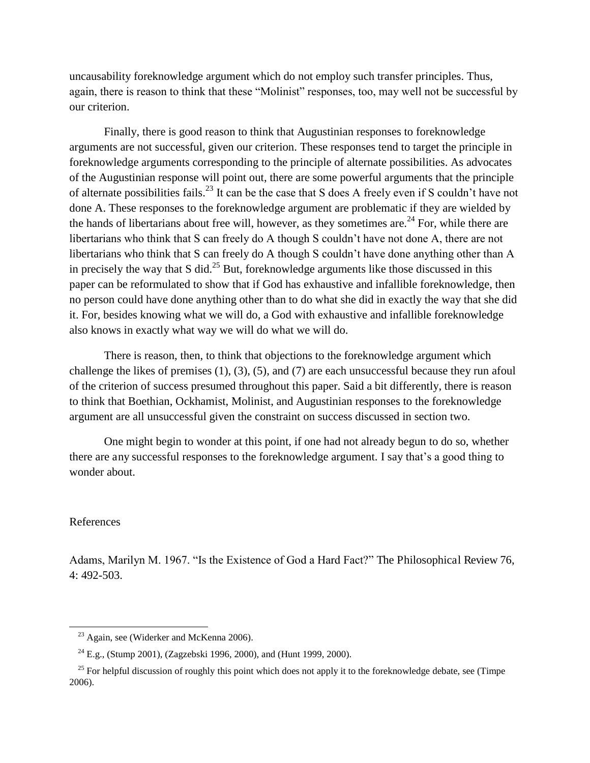uncausability foreknowledge argument which do not employ such transfer principles. Thus, again, there is reason to think that these "Molinist" responses, too, may well not be successful by our criterion.

Finally, there is good reason to think that Augustinian responses to foreknowledge arguments are not successful, given our criterion. These responses tend to target the principle in foreknowledge arguments corresponding to the principle of alternate possibilities. As advocates of the Augustinian response will point out, there are some powerful arguments that the principle of alternate possibilities fails.[23] It can be the case that S does A freely even if S couldn't have not done A. These responses to the foreknowledge argument are problematic if they are wielded by the hands of libertarians about free will, however, as they sometimes are.[24] For, while there are libertarians who think that S can freely do A though S couldn't have not done A, there are not libertarians who think that S can freely do A though S couldn't have done anything other than A in precisely the way that S did.[25] But, foreknowledge arguments like those discussed in this paper can be reformulated to show that if God has exhaustive and infallible foreknowledge, then no person could have done anything other than to do what she did in exactly the way that she did it. For, besides knowing what we will do, a God with exhaustive and infallible foreknowledge also knows in exactly what way we will do what we will do.

There is reason, then, to think that objections to the foreknowledge argument which challenge the likes of premises (1), (3), (5), and (7) are each unsuccessful because they run afoul of the criterion of success presumed throughout this paper. Said a bit differently, there is reason to think that Boethian, Ockhamist, Molinist, and Augustinian responses to the foreknowledge argument are all unsuccessful given the constraint on success discussed in section two.

One might begin to wonder at this point, if one had not already begun to do so, whether there are any successful responses to the foreknowledge argument. I say that's a good thing to wonder about.

## References

Adams, Marilyn M. 1967. "Is the Existence of God a Hard Fact?" The Philosophical Review 76, 4: 492-503.

---

[23] Again, see (Widerker and McKenna 2006).

[24] E.g., (Stump 2001), (Zagzebski 1996, 2000), and (Hunt 1999, 2000).

[25] For helpful discussion of roughly this point which does not apply it to the foreknowledge debate, see (Timpe 2006).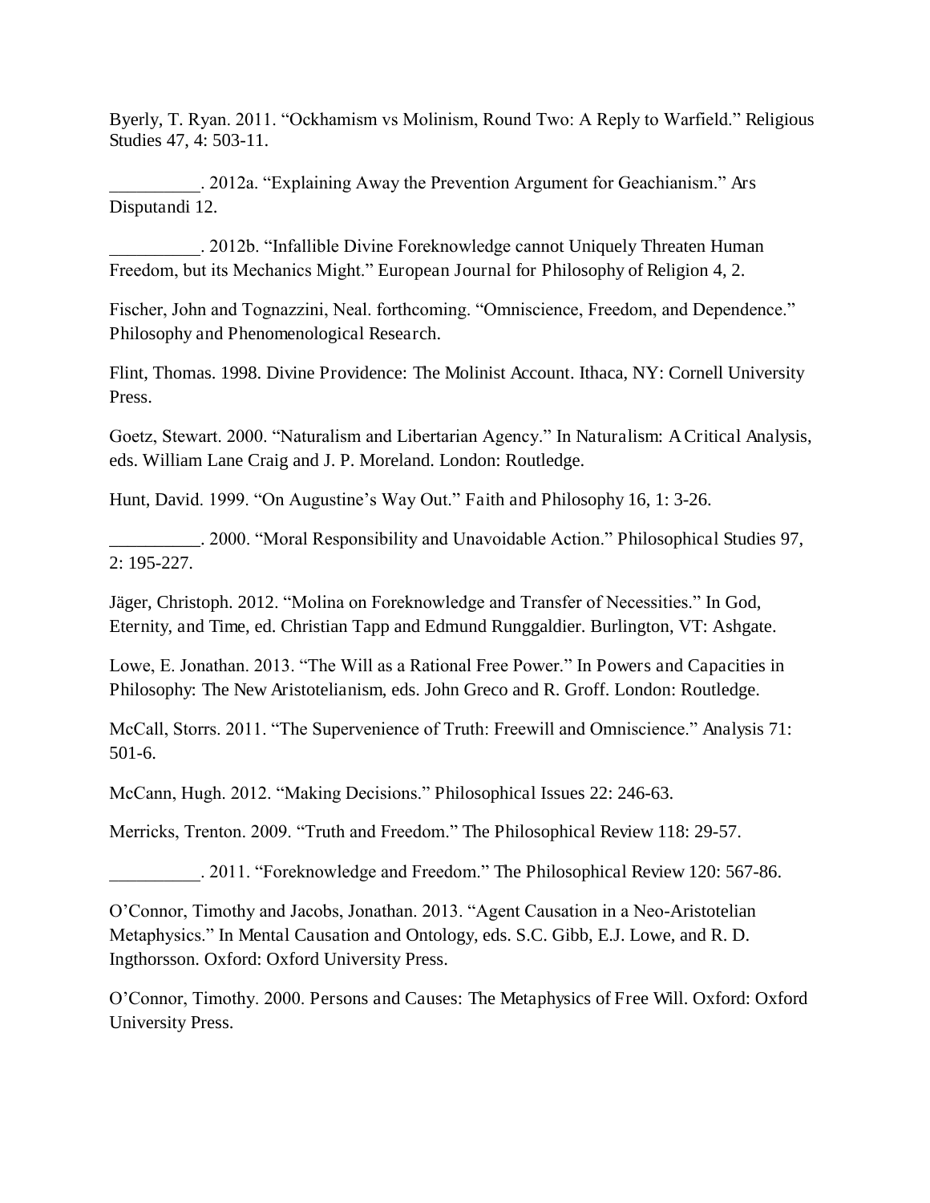Byerly, T. Ryan. 2011. “Ockhamism vs Molinism, Round Two: A Reply to Warfield.” Religious Studies 47, 4: 503-11.

__________. 2012a. “Explaining Away the Prevention Argument for Geachianism.” Ars Disputandi 12.

__________. 2012b. “Infallible Divine Foreknowledge cannot Uniquely Threaten Human Freedom, but its Mechanics Might.” European Journal for Philosophy of Religion 4, 2.

Fischer, John and Tognazzini, Neal. forthcoming. “Omniscience, Freedom, and Dependence.” Philosophy and Phenomenological Research.

Flint, Thomas. 1998. Divine Providence: The Molinist Account. Ithaca, NY: Cornell University Press.

Goetz, Stewart. 2000. “Naturalism and Libertarian Agency.” In Naturalism: A Critical Analysis, eds. William Lane Craig and J. P. Moreland. London: Routledge.

Hunt, David. 1999. “On Augustine’s Way Out.” Faith and Philosophy 16, 1: 3-26.

__________. 2000. “Moral Responsibility and Unavoidable Action.” Philosophical Studies 97, 2: 195-227.

Jäger, Christoph. 2012. “Molina on Foreknowledge and Transfer of Necessities.” In God, Eternity, and Time, ed. Christian Tapp and Edmund Runggaldier. Burlington, VT: Ashgate.

Lowe, E. Jonathan. 2013. “The Will as a Rational Free Power.” In Powers and Capacities in Philosophy: The New Aristotelianism, eds. John Greco and R. Groff. London: Routledge.

McCall, Storrs. 2011. “The Supervenience of Truth: Freewill and Omniscience.” Analysis 71: 501-6.

McCann, Hugh. 2012. “Making Decisions.” Philosophical Issues 22: 246-63.

Merricks, Trenton. 2009. “Truth and Freedom.” The Philosophical Review 118: 29-57.

__________. 2011. “Foreknowledge and Freedom.” The Philosophical Review 120: 567-86.

O’Connor, Timothy and Jacobs, Jonathan. 2013. “Agent Causation in a Neo-Aristotelian Metaphysics.” In Mental Causation and Ontology, eds. S.C. Gibb, E.J. Lowe, and R. D. Ingthorsson. Oxford: Oxford University Press.

O’Connor, Timothy. 2000. Persons and Causes: The Metaphysics of Free Will. Oxford: Oxford University Press.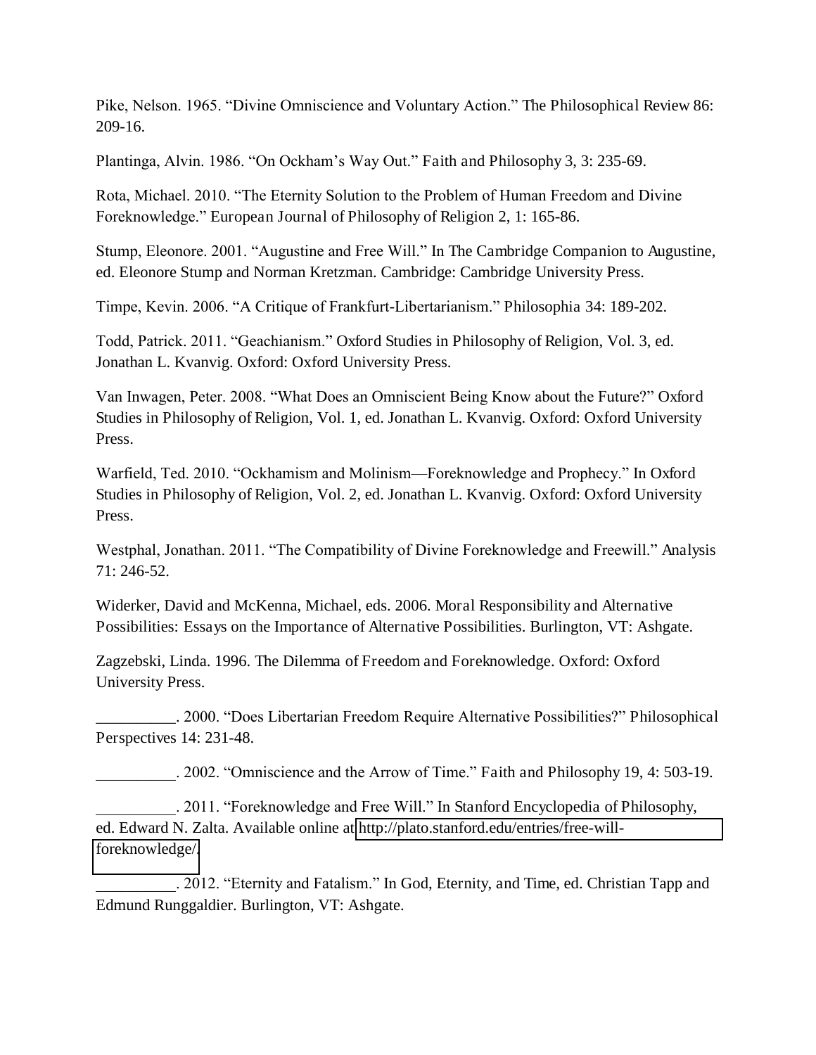Pike, Nelson. 1965. "Divine Omniscience and Voluntary Action." The Philosophical Review 86: 209-16.

Plantinga, Alvin. 1986. "On Ockham's Way Out." Faith and Philosophy 3, 3: 235-69.

Rota, Michael. 2010. "The Eternity Solution to the Problem of Human Freedom and Divine Foreknowledge." European Journal of Philosophy of Religion 2, 1: 165-86.

Stump, Eleonore. 2001. "Augustine and Free Will." In The Cambridge Companion to Augustine, ed. Eleonore Stump and Norman Kretzman. Cambridge: Cambridge University Press.

Timpe, Kevin. 2006. "A Critique of Frankfurt-Libertarianism." Philosophia 34: 189-202.

Todd, Patrick. 2011. "Geachianism." Oxford Studies in Philosophy of Religion, Vol. 3, ed. Jonathan L. Kvanvig. Oxford: Oxford University Press.

Van Inwagen, Peter. 2008. "What Does an Omniscient Being Know about the Future?" Oxford Studies in Philosophy of Religion, Vol. 1, ed. Jonathan L. Kvanvig. Oxford: Oxford University Press.

Warfield, Ted. 2010. "Ockhamism and Molinism—Foreknowledge and Prophecy." In Oxford Studies in Philosophy of Religion, Vol. 2, ed. Jonathan L. Kvanvig. Oxford: Oxford University Press.

Westphal, Jonathan. 2011. "The Compatibility of Divine Foreknowledge and Freewill." Analysis 71: 246-52.

Widerker, David and McKenna, Michael, eds. 2006. Moral Responsibility and Alternative Possibilities: Essays on the Importance of Alternative Possibilities. Burlington, VT: Ashgate.

Zagzebski, Linda. 1996. The Dilemma of Freedom and Foreknowledge. Oxford: Oxford University Press.

__________. 2000. "Does Libertarian Freedom Require Alternative Possibilities?" Philosophical Perspectives 14: 231-48.

__________. 2002. "Omniscience and the Arrow of Time." Faith and Philosophy 19, 4: 503-19.

__________. 2011. "Foreknowledge and Free Will." In Stanford Encyclopedia of Philosophy, ed. Edward N. Zalta. Available online at http://plato.stanford.edu/entries/free-will-foreknowledge/.

__________. 2012. "Eternity and Fatalism." In God, Eternity, and Time, ed. Christian Tapp and Edmund Runggaldier. Burlington, VT: Ashgate.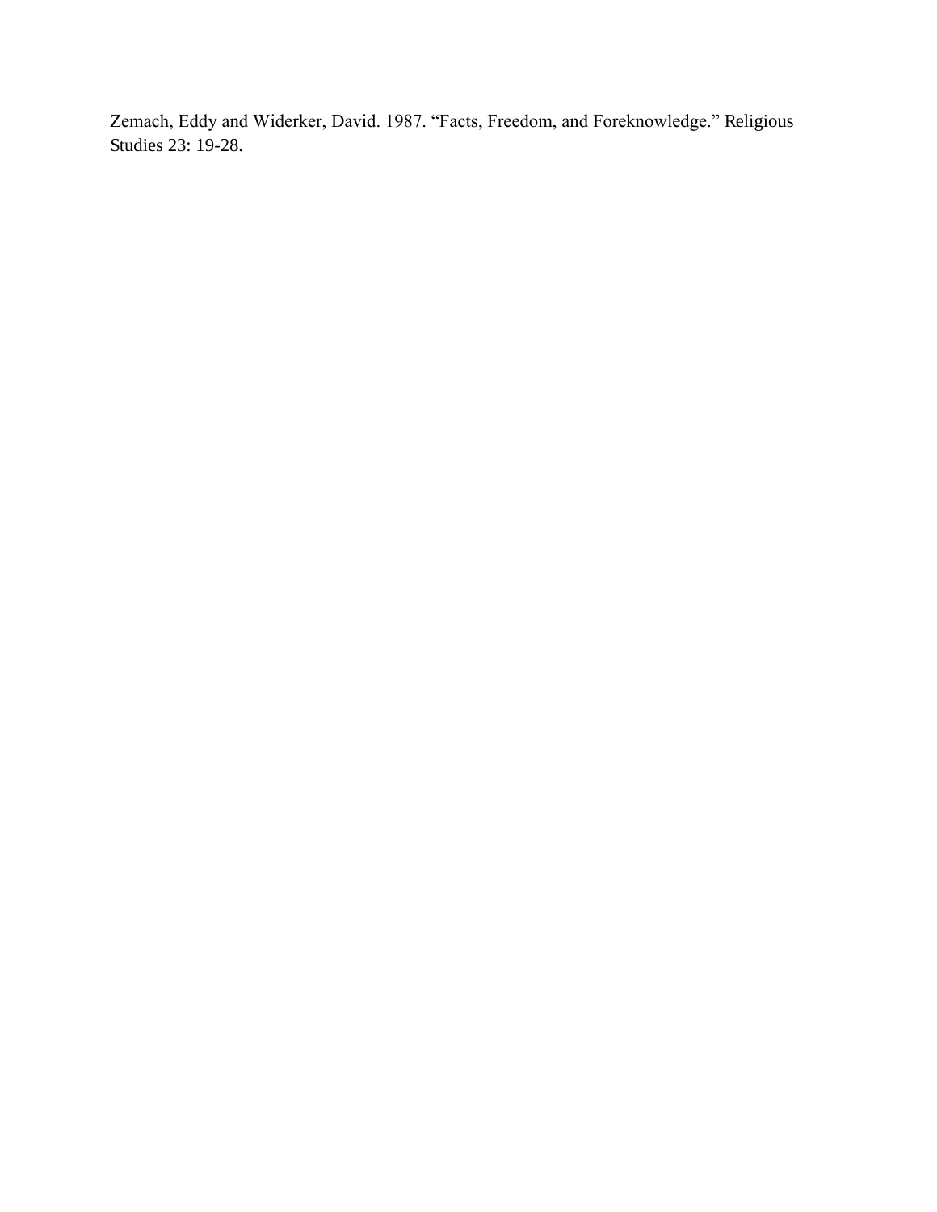Zemach, Eddy and Widerker, David. 1987. "Facts, Freedom, and Foreknowledge." Religious Studies 23: 19-28.